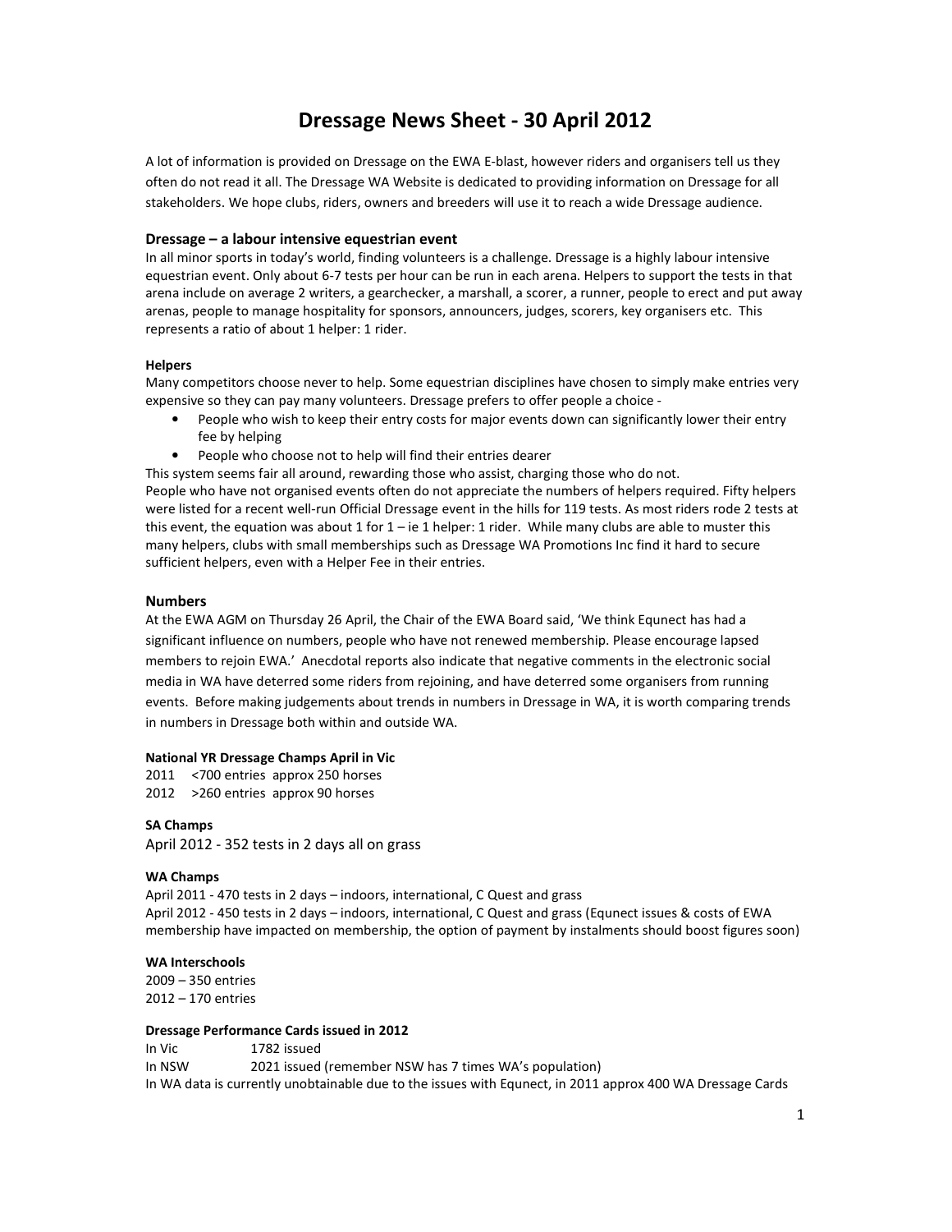# Dressage News Sheet - 30 April 2012

A lot of information is provided on Dressage on the EWA E-blast, however riders and organisers tell us they often do not read it all. The Dressage WA Website is dedicated to providing information on Dressage for all stakeholders. We hope clubs, riders, owners and breeders will use it to reach a wide Dressage audience.

## Dressage – a labour intensive equestrian event

In all minor sports in today's world, finding volunteers is a challenge. Dressage is a highly labour intensive equestrian event. Only about 6-7 tests per hour can be run in each arena. Helpers to support the tests in that arena include on average 2 writers, a gearchecker, a marshall, a scorer, a runner, people to erect and put away arenas, people to manage hospitality for sponsors, announcers, judges, scorers, key organisers etc. This represents a ratio of about 1 helper: 1 rider.

### Helpers

Many competitors choose never to help. Some equestrian disciplines have chosen to simply make entries very expensive so they can pay many volunteers. Dressage prefers to offer people a choice -

- People who wish to keep their entry costs for major events down can significantly lower their entry fee by helping
- People who choose not to help will find their entries dearer

This system seems fair all around, rewarding those who assist, charging those who do not.
People who have not organised events often do not appreciate the numbers of helpers required. Fifty helpers were listed for a recent well-run Official Dressage event in the hills for 119 tests. As most riders rode 2 tests at this event, the equation was about 1 for 1 – ie 1 helper: 1 rider. While many clubs are able to muster this many helpers, clubs with small memberships such as Dressage WA Promotions Inc find it hard to secure sufficient helpers, even with a Helper Fee in their entries.

## Numbers

At the EWA AGM on Thursday 26 April, the Chair of the EWA Board said, 'We think Equnect has had a significant influence on numbers, people who have not renewed membership. Please encourage lapsed members to rejoin EWA.' Anecdotal reports also indicate that negative comments in the electronic social media in WA have deterred some riders from rejoining, and have deterred some organisers from running events. Before making judgements about trends in numbers in Dressage in WA, it is worth comparing trends in numbers in Dressage both within and outside WA.

### National YR Dressage Champs April in Vic

2011 <700 entries approx 250 horses
2012 >260 entries approx 90 horses

### SA Champs

April 2012 - 352 tests in 2 days all on grass

### WA Champs

April 2011 - 470 tests in 2 days – indoors, international, C Quest and grass
April 2012 - 450 tests in 2 days – indoors, international, C Quest and grass (Equnect issues & costs of EWA membership have impacted on membership, the option of payment by instalments should boost figures soon)

### WA Interschools

2009 – 350 entries
2012 – 170 entries

### Dressage Performance Cards issued in 2012

In Vic 1782 issued
In NSW 2021 issued (remember NSW has 7 times WA's population)
In WA data is currently unobtainable due to the issues with Equnect, in 2011 approx 400 WA Dressage Cards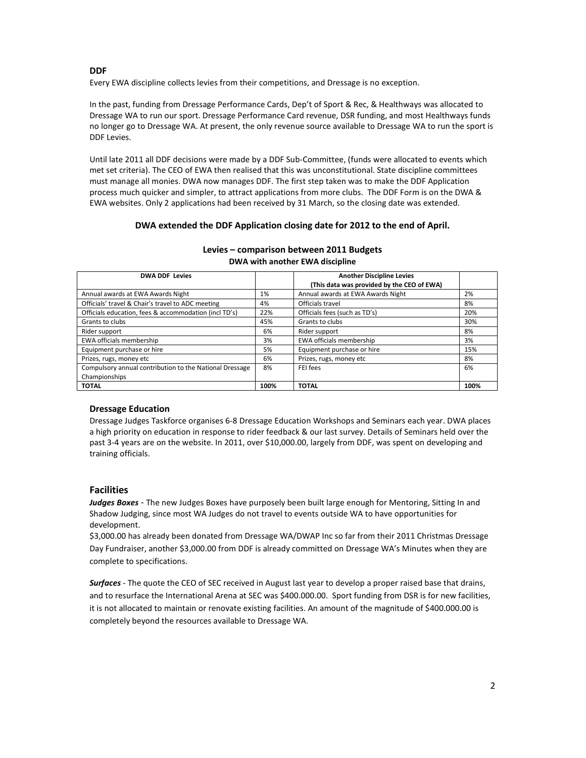## DDF

Every EWA discipline collects levies from their competitions, and Dressage is no exception.

In the past, funding from Dressage Performance Cards, Dep't of Sport & Rec, & Healthways was allocated to Dressage WA to run our sport. Dressage Performance Card revenue, DSR funding, and most Healthways funds no longer go to Dressage WA. At present, the only revenue source available to Dressage WA to run the sport is DDF Levies.

Until late 2011 all DDF decisions were made by a DDF Sub-Committee, (funds were allocated to events which met set criteria). The CEO of EWA then realised that this was unconstitutional. State discipline committees must manage all monies. DWA now manages DDF. The first step taken was to make the DDF Application process much quicker and simpler, to attract applications from more clubs. The DDF Form is on the DWA & EWA websites. Only 2 applications had been received by 31 March, so the closing date was extended.

**DWA extended the DDF Application closing date for 2012 to the end of April.**

**Levies – comparison between 2011 Budgets**
**DWA with another EWA discipline**

| DWA DDF Levies | | Another Discipline Levies (This data was provided by the CEO of EWA) | |
|---|---|---|---|
| Annual awards at EWA Awards Night | 1% | Annual awards at EWA Awards Night | 2% |
| Officials' travel & Chair's travel to ADC meeting | 4% | Officials travel | 8% |
| Officials education, fees & accommodation (incl TD's) | 22% | Officials fees (such as TD's) | 20% |
| Grants to clubs | 45% | Grants to clubs | 30% |
| Rider support | 6% | Rider support | 8% |
| EWA officials membership | 3% | EWA officials membership | 3% |
| Equipment purchase or hire | 5% | Equipment purchase or hire | 15% |
| Prizes, rugs, money etc | 6% | Prizes, rugs, money etc | 8% |
| Compulsory annual contribution to the National Dressage Championships | 8% | FEI fees | 6% |
| **TOTAL** | **100%** | **TOTAL** | **100%** |

### Dressage Education

Dressage Judges Taskforce organises 6-8 Dressage Education Workshops and Seminars each year. DWA places a high priority on education in response to rider feedback & our last survey. Details of Seminars held over the past 3-4 years are on the website. In 2011, over $10,000.00, largely from DDF, was spent on developing and training officials.

## Facilities

***Judges Boxes*** - The new Judges Boxes have purposely been built large enough for Mentoring, Sitting In and Shadow Judging, since most WA Judges do not travel to events outside WA to have opportunities for development.
$3,000.00 has already been donated from Dressage WA/DWAP Inc so far from their 2011 Christmas Dressage Day Fundraiser, another $3,000.00 from DDF is already committed on Dressage WA's Minutes when they are complete to specifications.

***Surfaces*** - The quote the CEO of SEC received in August last year to develop a proper raised base that drains, and to resurface the International Arena at SEC was $400.000.00. Sport funding from DSR is for new facilities, it is not allocated to maintain or renovate existing facilities. An amount of the magnitude of $400.000.00 is completely beyond the resources available to Dressage WA.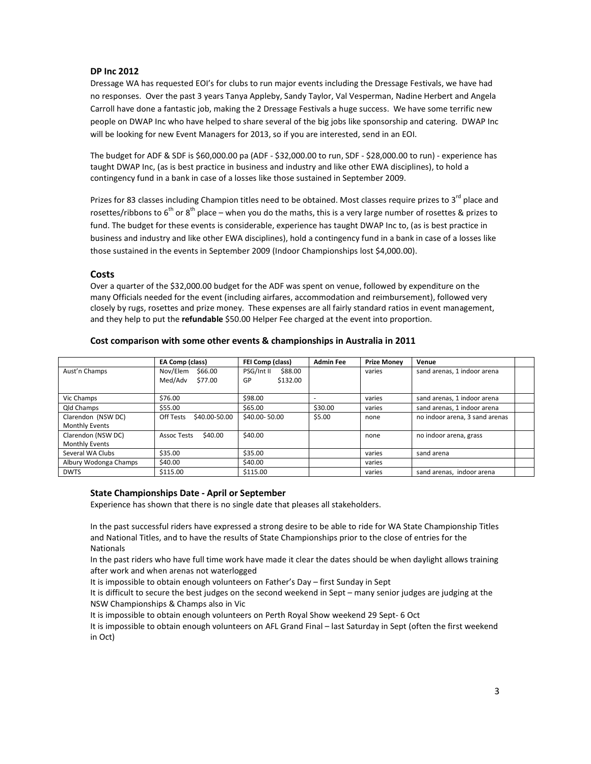**DP Inc 2012**

Dressage WA has requested EOI's for clubs to run major events including the Dressage Festivals, we have had no responses. Over the past 3 years Tanya Appleby, Sandy Taylor, Val Vesperman, Nadine Herbert and Angela Carroll have done a fantastic job, making the 2 Dressage Festivals a huge success. We have some terrific new people on DWAP Inc who have helped to share several of the big jobs like sponsorship and catering. DWAP Inc will be looking for new Event Managers for 2013, so if you are interested, send in an EOI.

The budget for ADF & SDF is $60,000.00 pa (ADF - $32,000.00 to run, SDF - $28,000.00 to run) - experience has taught DWAP Inc, (as is best practice in business and industry and like other EWA disciplines), to hold a contingency fund in a bank in case of a losses like those sustained in September 2009.

Prizes for 83 classes including Champion titles need to be obtained. Most classes require prizes to 3rd place and rosettes/ribbons to 6th or 8th place – when you do the maths, this is a very large number of rosettes & prizes to fund. The budget for these events is considerable, experience has taught DWAP Inc to, (as is best practice in business and industry and like other EWA disciplines), hold a contingency fund in a bank in case of a losses like those sustained in the events in September 2009 (Indoor Championships lost $4,000.00).

## Costs

Over a quarter of the $32,000.00 budget for the ADF was spent on venue, followed by expenditure on the many Officials needed for the event (including airfares, accommodation and reimbursement), followed very closely by rugs, rosettes and prize money. These expenses are all fairly standard ratios in event management, and they help to put the **refundable** $50.00 Helper Fee charged at the event into proportion.

**Cost comparison with some other events & championships in Australia in 2011**

| | EA Comp (class) | FEI Comp (class) | Admin Fee | Prize Money | Venue | |
|---|---|---|---|---|---|---|
| Aust'n Champs | Nov/Elem $66.00<br>Med/Adv $77.00 | PSG/Int II $88.00<br>GP $132.00 | | varies | sand arenas, 1 indoor arena | |
| Vic Champs | $76.00 | $98.00 | - | varies | sand arenas, 1 indoor arena | |
| Qld Champs | $55.00 | $65.00 | $30.00 | varies | sand arenas, 1 indoor arena | |
| Clarendon (NSW DC) Monthly Events | Off Tests $40.00-50.00 | $40.00- 50.00 | $5.00 | none | no indoor arena, 3 sand arenas | |
| Clarendon (NSW DC) Monthly Events | Assoc Tests $40.00 | $40.00 | | none | no indoor arena, grass | |
| Several WA Clubs | $35.00 | $35.00 | | varies | sand arena | |
| Albury Wodonga Champs | $40.00 | $40.00 | | varies | | |
| DWTS | $115.00 | $115.00 | | varies | sand arenas, indoor arena | |

### State Championships Date - April or September

Experience has shown that there is no single date that pleases all stakeholders.

In the past successful riders have expressed a strong desire to be able to ride for WA State Championship Titles and National Titles, and to have the results of State Championships prior to the close of entries for the Nationals

In the past riders who have full time work have made it clear the dates should be when daylight allows training after work and when arenas not waterlogged

It is impossible to obtain enough volunteers on Father's Day – first Sunday in Sept

It is difficult to secure the best judges on the second weekend in Sept – many senior judges are judging at the NSW Championships & Champs also in Vic

It is impossible to obtain enough volunteers on Perth Royal Show weekend 29 Sept- 6 Oct

It is impossible to obtain enough volunteers on AFL Grand Final – last Saturday in Sept (often the first weekend in Oct)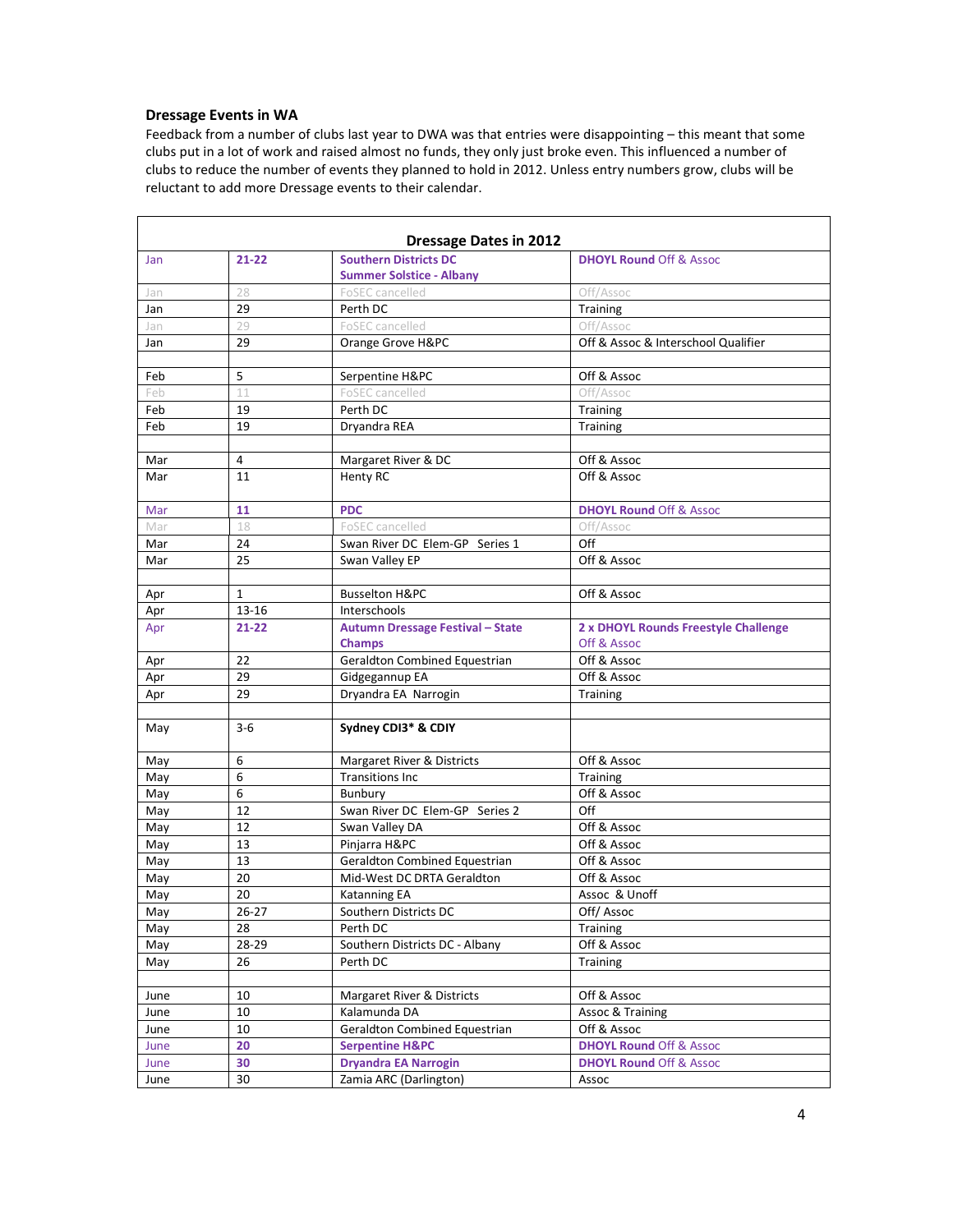### Dressage Events in WA

Feedback from a number of clubs last year to DWA was that entries were disappointing – this meant that some clubs put in a lot of work and raised almost no funds, they only just broke even. This influenced a number of clubs to reduce the number of events they planned to hold in 2012. Unless entry numbers grow, clubs will be reluctant to add more Dressage events to their calendar.

| Dressage Dates in 2012 | | | |
|---|---|---|---|
| Jan | **21-22** | **Southern Districts DC Summer Solstice - Albany** | **DHOYL Round** Off & Assoc |
| Jan | 28 | FoSEC cancelled | Off/Assoc |
| Jan | 29 | Perth DC | Training |
| Jan | 29 | FoSEC cancelled | Off/Assoc |
| Jan | 29 | Orange Grove H&PC | Off & Assoc & Interschool Qualifier |
| | | | |
| Feb | 5 | Serpentine H&PC | Off & Assoc |
| Feb | 11 | FoSEC cancelled | Off/Assoc |
| Feb | 19 | Perth DC | Training |
| Feb | 19 | Dryandra REA | Training |
| | | | |
| Mar | 4 | Margaret River & DC | Off & Assoc |
| Mar | 11 | Henty RC | Off & Assoc |
| Mar | **11** | **PDC** | **DHOYL Round** Off & Assoc |
| Mar | 18 | FoSEC cancelled | Off/Assoc |
| Mar | 24 | Swan River DC Elem-GP Series 1 | Off |
| Mar | 25 | Swan Valley EP | Off & Assoc |
| | | | |
| Apr | 1 | Busselton H&PC | Off & Assoc |
| Apr | 13-16 | Interschools | |
| Apr | **21-22** | **Autumn Dressage Festival – State Champs** | **2 x DHOYL Rounds Freestyle Challenge** Off & Assoc |
| Apr | 22 | Geraldton Combined Equestrian | Off & Assoc |
| Apr | 29 | Gidgegannup EA | Off & Assoc |
| Apr | 29 | Dryandra EA Narrogin | Training |
| | | | |
| May | 3-6 | **Sydney CDI3\* & CDIY** | |
| May | 6 | Margaret River & Districts | Off & Assoc |
| May | 6 | Transitions Inc | Training |
| May | 6 | Bunbury | Off & Assoc |
| May | 12 | Swan River DC Elem-GP Series 2 | Off |
| May | 12 | Swan Valley DA | Off & Assoc |
| May | 13 | Pinjarra H&PC | Off & Assoc |
| May | 13 | Geraldton Combined Equestrian | Off & Assoc |
| May | 20 | Mid-West DC DRTA Geraldton | Off & Assoc |
| May | 20 | Katanning EA | Assoc & Unoff |
| May | 26-27 | Southern Districts DC | Off/ Assoc |
| May | 28 | Perth DC | Training |
| May | 28-29 | Southern Districts DC - Albany | Off & Assoc |
| May | 26 | Perth DC | Training |
| | | | |
| June | 10 | Margaret River & Districts | Off & Assoc |
| June | 10 | Kalamunda DA | Assoc & Training |
| June | 10 | Geraldton Combined Equestrian | Off & Assoc |
| June | **20** | **Serpentine H&PC** | **DHOYL Round** Off & Assoc |
| June | **30** | **Dryandra EA Narrogin** | **DHOYL Round** Off & Assoc |
| June | 30 | Zamia ARC (Darlington) | Assoc |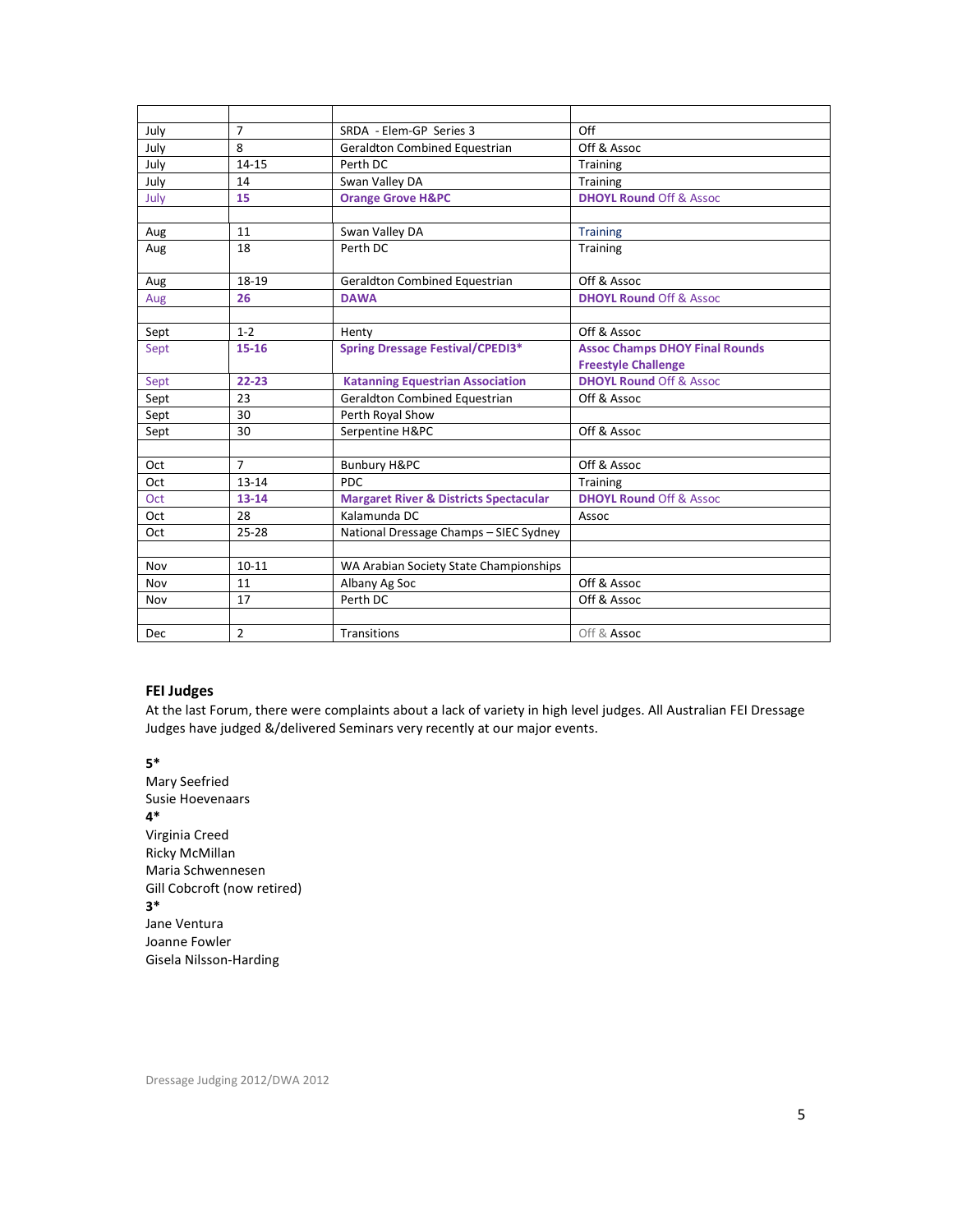| | | | |
|---|---|---|---|
| July | 7 | SRDA - Elem-GP Series 3 | Off |
| July | 8 | Geraldton Combined Equestrian | Off & Assoc |
| July | 14-15 | Perth DC | Training |
| July | 14 | Swan Valley DA | Training |
| July | **15** | **Orange Grove H&PC** | **DHOYL Round** Off & Assoc |
| | | | |
| Aug | 11 | Swan Valley DA | Training |
| Aug | 18 | Perth DC | Training |
| Aug | 18-19 | Geraldton Combined Equestrian | Off & Assoc |
| Aug | **26** | **DAWA** | **DHOYL Round** Off & Assoc |
| | | | |
| Sept | 1-2 | Henty | Off & Assoc |
| Sept | **15-16** | **Spring Dressage Festival/CPEDI3\*** | **Assoc Champs DHOY Final Rounds Freestyle Challenge** |
| Sept | **22-23** | **Katanning Equestrian Association** | **DHOYL Round** Off & Assoc |
| Sept | 23 | Geraldton Combined Equestrian | Off & Assoc |
| Sept | 30 | Perth Royal Show | |
| Sept | 30 | Serpentine H&PC | Off & Assoc |
| | | | |
| Oct | 7 | Bunbury H&PC | Off & Assoc |
| Oct | 13-14 | PDC | Training |
| Oct | **13-14** | **Margaret River & Districts Spectacular** | **DHOYL Round** Off & Assoc |
| Oct | 28 | Kalamunda DC | Assoc |
| Oct | 25-28 | National Dressage Champs – SIEC Sydney | |
| | | | |
| Nov | 10-11 | WA Arabian Society State Championships | |
| Nov | 11 | Albany Ag Soc | Off & Assoc |
| Nov | 17 | Perth DC | Off & Assoc |
| | | | |
| Dec | 2 | Transitions | Off & Assoc |

### FEI Judges

At the last Forum, there were complaints about a lack of variety in high level judges. All Australian FEI Dressage Judges have judged &/delivered Seminars very recently at our major events.

**5\***
Mary Seefried
Susie Hoevenaars

**4\***
Virginia Creed
Ricky McMillan
Maria Schwennesen
Gill Cobcroft (now retired)

**3\***
Jane Ventura
Joanne Fowler
Gisela Nilsson-Harding